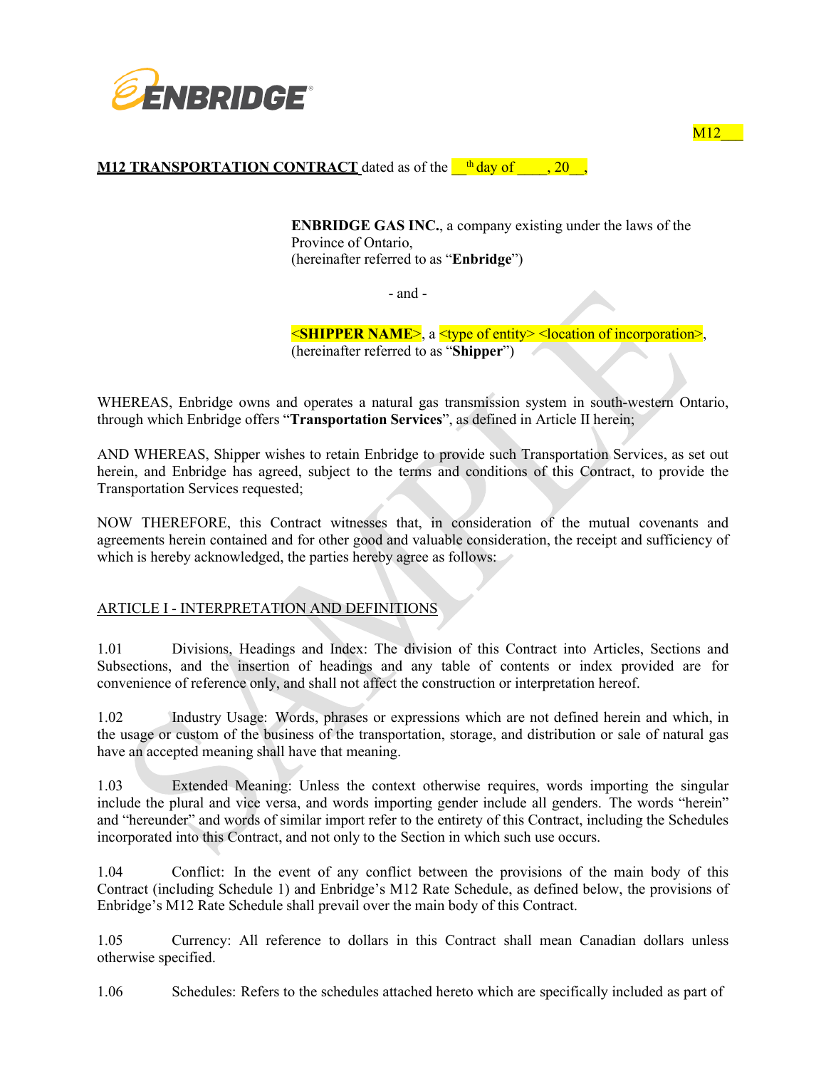ENBRIDGE

M12___

**M12 TRANSPORTATION CONTRACT** dated as of the __th day of ____, 20__,

**ENBRIDGE GAS INC.**, a company existing under the laws of the Province of Ontario,
(hereinafter referred to as "**Enbridge**")

- and -

<**SHIPPER NAME**>, a <type of entity> <location of incorporation>,
(hereinafter referred to as "**Shipper**")

WHEREAS, Enbridge owns and operates a natural gas transmission system in south-western Ontario, through which Enbridge offers "**Transportation Services**", as defined in Article II herein;

AND WHEREAS, Shipper wishes to retain Enbridge to provide such Transportation Services, as set out herein, and Enbridge has agreed, subject to the terms and conditions of this Contract, to provide the Transportation Services requested;

NOW THEREFORE, this Contract witnesses that, in consideration of the mutual covenants and agreements herein contained and for other good and valuable consideration, the receipt and sufficiency of which is hereby acknowledged, the parties hereby agree as follows:

## ARTICLE I - INTERPRETATION AND DEFINITIONS

1.01 Divisions, Headings and Index: The division of this Contract into Articles, Sections and Subsections, and the insertion of headings and any table of contents or index provided are for convenience of reference only, and shall not affect the construction or interpretation hereof.

1.02 Industry Usage: Words, phrases or expressions which are not defined herein and which, in the usage or custom of the business of the transportation, storage, and distribution or sale of natural gas have an accepted meaning shall have that meaning.

1.03 Extended Meaning: Unless the context otherwise requires, words importing the singular include the plural and vice versa, and words importing gender include all genders. The words "herein" and "hereunder" and words of similar import refer to the entirety of this Contract, including the Schedules incorporated into this Contract, and not only to the Section in which such use occurs.

1.04 Conflict: In the event of any conflict between the provisions of the main body of this Contract (including Schedule 1) and Enbridge's M12 Rate Schedule, as defined below, the provisions of Enbridge's M12 Rate Schedule shall prevail over the main body of this Contract.

1.05 Currency: All reference to dollars in this Contract shall mean Canadian dollars unless otherwise specified.

1.06 Schedules: Refers to the schedules attached hereto which are specifically included as part of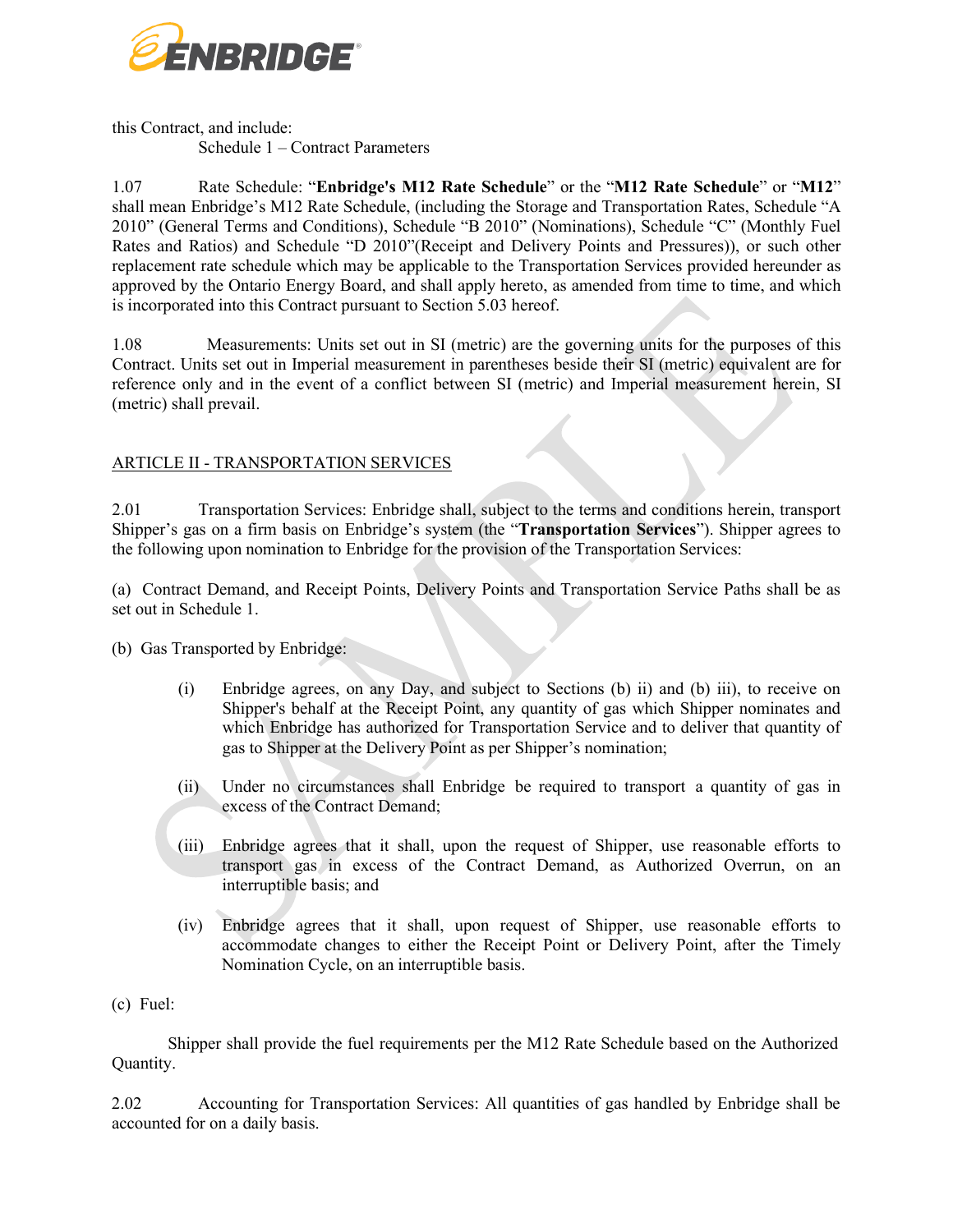this Contract, and include:

Schedule 1 – Contract Parameters

1.07 Rate Schedule: "**Enbridge's M12 Rate Schedule**" or the "**M12 Rate Schedule**" or "**M12**" shall mean Enbridge's M12 Rate Schedule, (including the Storage and Transportation Rates, Schedule "A 2010" (General Terms and Conditions), Schedule "B 2010" (Nominations), Schedule "C" (Monthly Fuel Rates and Ratios) and Schedule "D 2010"(Receipt and Delivery Points and Pressures)), or such other replacement rate schedule which may be applicable to the Transportation Services provided hereunder as approved by the Ontario Energy Board, and shall apply hereto, as amended from time to time, and which is incorporated into this Contract pursuant to Section 5.03 hereof.

1.08 Measurements: Units set out in SI (metric) are the governing units for the purposes of this Contract. Units set out in Imperial measurement in parentheses beside their SI (metric) equivalent are for reference only and in the event of a conflict between SI (metric) and Imperial measurement herein, SI (metric) shall prevail.

## ARTICLE II - TRANSPORTATION SERVICES

2.01 Transportation Services: Enbridge shall, subject to the terms and conditions herein, transport Shipper's gas on a firm basis on Enbridge's system (the "**Transportation Services**"). Shipper agrees to the following upon nomination to Enbridge for the provision of the Transportation Services:

(a) Contract Demand, and Receipt Points, Delivery Points and Transportation Service Paths shall be as set out in Schedule 1.

(b) Gas Transported by Enbridge:

- (i) Enbridge agrees, on any Day, and subject to Sections (b) ii) and (b) iii), to receive on Shipper's behalf at the Receipt Point, any quantity of gas which Shipper nominates and which Enbridge has authorized for Transportation Service and to deliver that quantity of gas to Shipper at the Delivery Point as per Shipper's nomination;
- (ii) Under no circumstances shall Enbridge be required to transport a quantity of gas in excess of the Contract Demand;
- (iii) Enbridge agrees that it shall, upon the request of Shipper, use reasonable efforts to transport gas in excess of the Contract Demand, as Authorized Overrun, on an interruptible basis; and
- (iv) Enbridge agrees that it shall, upon request of Shipper, use reasonable efforts to accommodate changes to either the Receipt Point or Delivery Point, after the Timely Nomination Cycle, on an interruptible basis.

(c) Fuel:

Shipper shall provide the fuel requirements per the M12 Rate Schedule based on the Authorized Quantity.

2.02 Accounting for Transportation Services: All quantities of gas handled by Enbridge shall be accounted for on a daily basis.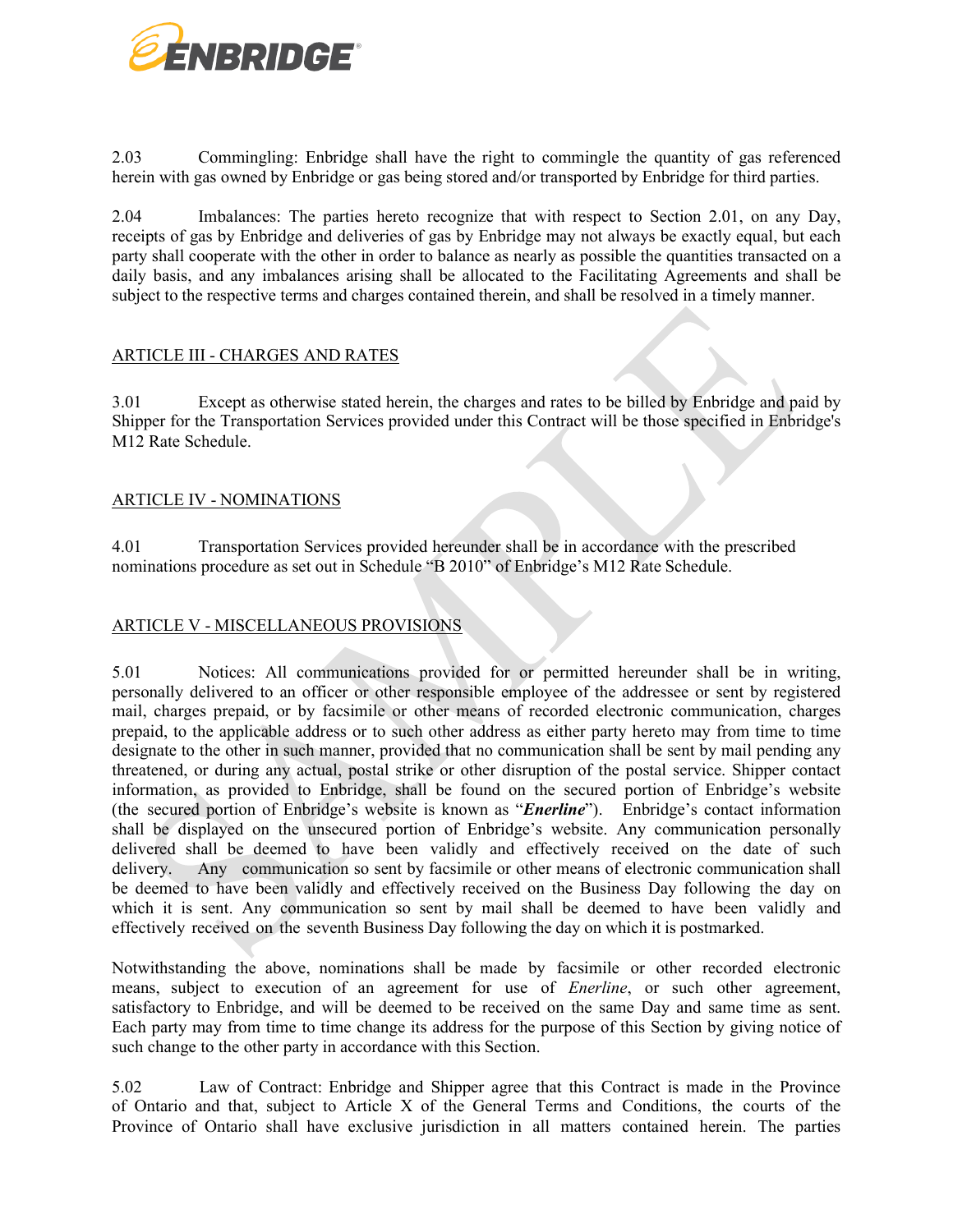2.03 Commingling: Enbridge shall have the right to commingle the quantity of gas referenced herein with gas owned by Enbridge or gas being stored and/or transported by Enbridge for third parties.

2.04 Imbalances: The parties hereto recognize that with respect to Section 2.01, on any Day, receipts of gas by Enbridge and deliveries of gas by Enbridge may not always be exactly equal, but each party shall cooperate with the other in order to balance as nearly as possible the quantities transacted on a daily basis, and any imbalances arising shall be allocated to the Facilitating Agreements and shall be subject to the respective terms and charges contained therein, and shall be resolved in a timely manner.

## ARTICLE III - CHARGES AND RATES

3.01 Except as otherwise stated herein, the charges and rates to be billed by Enbridge and paid by Shipper for the Transportation Services provided under this Contract will be those specified in Enbridge's M12 Rate Schedule.

## ARTICLE IV - NOMINATIONS

4.01 Transportation Services provided hereunder shall be in accordance with the prescribed nominations procedure as set out in Schedule "B 2010" of Enbridge's M12 Rate Schedule.

## ARTICLE V - MISCELLANEOUS PROVISIONS

5.01 Notices: All communications provided for or permitted hereunder shall be in writing, personally delivered to an officer or other responsible employee of the addressee or sent by registered mail, charges prepaid, or by facsimile or other means of recorded electronic communication, charges prepaid, to the applicable address or to such other address as either party hereto may from time to time designate to the other in such manner, provided that no communication shall be sent by mail pending any threatened, or during any actual, postal strike or other disruption of the postal service. Shipper contact information, as provided to Enbridge, shall be found on the secured portion of Enbridge's website (the secured portion of Enbridge's website is known as "***Enerline***"). Enbridge's contact information shall be displayed on the unsecured portion of Enbridge's website. Any communication personally delivered shall be deemed to have been validly and effectively received on the date of such delivery. Any communication so sent by facsimile or other means of electronic communication shall be deemed to have been validly and effectively received on the Business Day following the day on which it is sent. Any communication so sent by mail shall be deemed to have been validly and effectively received on the seventh Business Day following the day on which it is postmarked.

Notwithstanding the above, nominations shall be made by facsimile or other recorded electronic means, subject to execution of an agreement for use of *Enerline*, or such other agreement, satisfactory to Enbridge, and will be deemed to be received on the same Day and same time as sent. Each party may from time to time change its address for the purpose of this Section by giving notice of such change to the other party in accordance with this Section.

5.02 Law of Contract: Enbridge and Shipper agree that this Contract is made in the Province of Ontario and that, subject to Article X of the General Terms and Conditions, the courts of the Province of Ontario shall have exclusive jurisdiction in all matters contained herein. The parties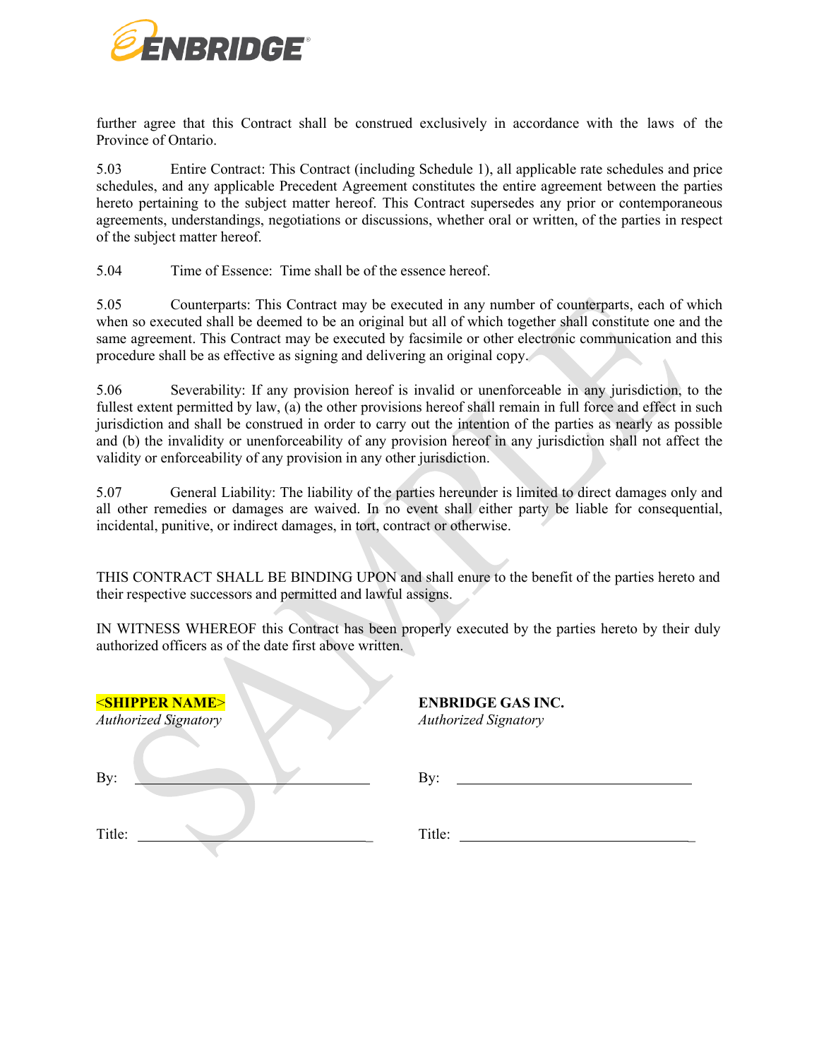further agree that this Contract shall be construed exclusively in accordance with the laws of the Province of Ontario.

5.03 Entire Contract: This Contract (including Schedule 1), all applicable rate schedules and price schedules, and any applicable Precedent Agreement constitutes the entire agreement between the parties hereto pertaining to the subject matter hereof. This Contract supersedes any prior or contemporaneous agreements, understandings, negotiations or discussions, whether oral or written, of the parties in respect of the subject matter hereof.

5.04 Time of Essence: Time shall be of the essence hereof.

5.05 Counterparts: This Contract may be executed in any number of counterparts, each of which when so executed shall be deemed to be an original but all of which together shall constitute one and the same agreement. This Contract may be executed by facsimile or other electronic communication and this procedure shall be as effective as signing and delivering an original copy.

5.06 Severability: If any provision hereof is invalid or unenforceable in any jurisdiction, to the fullest extent permitted by law, (a) the other provisions hereof shall remain in full force and effect in such jurisdiction and shall be construed in order to carry out the intention of the parties as nearly as possible and (b) the invalidity or unenforceability of any provision hereof in any jurisdiction shall not affect the validity or enforceability of any provision in any other jurisdiction.

5.07 General Liability: The liability of the parties hereunder is limited to direct damages only and all other remedies or damages are waived. In no event shall either party be liable for consequential, incidental, punitive, or indirect damages, in tort, contract or otherwise.

THIS CONTRACT SHALL BE BINDING UPON and shall enure to the benefit of the parties hereto and their respective successors and permitted and lawful assigns.

IN WITNESS WHEREOF this Contract has been properly executed by the parties hereto by their duly authorized officers as of the date first above written.

| **<SHIPPER NAME>** | **ENBRIDGE GAS INC.** |
|---|---|
| *Authorized Signatory* | *Authorized Signatory* |
| By: ______________________________ | By: ______________________________ |
| Title: ______________________________ | Title: ______________________________ |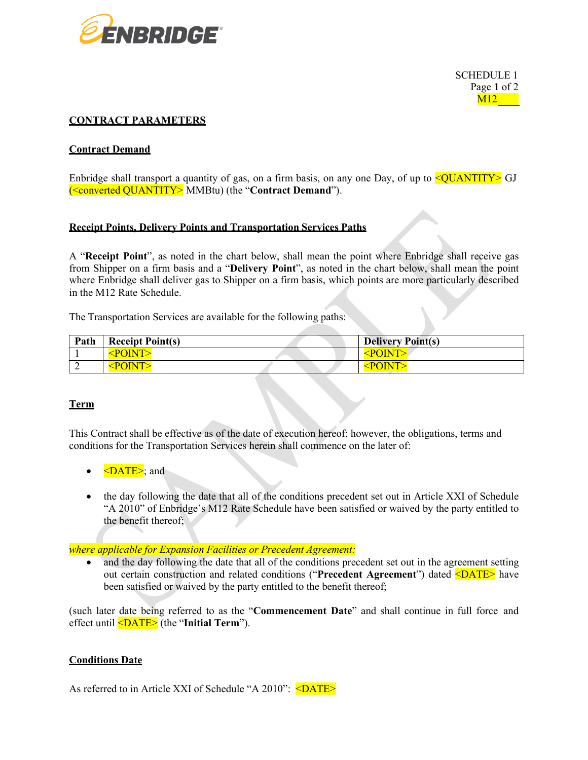SCHEDULE 1
M12____

## CONTRACT PARAMETERS

### Contract Demand

Enbridge shall transport a quantity of gas, on a firm basis, on any one Day, of up to <QUANTITY> GJ (<converted QUANTITY> MMBtu) (the "**Contract Demand**").

### Receipt Points, Delivery Points and Transportation Services Paths

A "**Receipt Point**", as noted in the chart below, shall mean the point where Enbridge shall receive gas from Shipper on a firm basis and a "**Delivery Point**", as noted in the chart below, shall mean the point where Enbridge shall deliver gas to Shipper on a firm basis, which points are more particularly described in the M12 Rate Schedule.

The Transportation Services are available for the following paths:

| Path | Receipt Point(s) | Delivery Point(s) |
|---|---|---|
| 1 | <POINT> | <POINT> |
| 2 | <POINT> | <POINT> |

### Term

This Contract shall be effective as of the date of execution hereof; however, the obligations, terms and conditions for the Transportation Services herein shall commence on the later of:

- <DATE>; and
- the day following the date that all of the conditions precedent set out in Article XXI of Schedule "A 2010" of Enbridge's M12 Rate Schedule have been satisfied or waived by the party entitled to the benefit thereof;

*where applicable for Expansion Facilities or Precedent Agreement:*

- and the day following the date that all of the conditions precedent set out in the agreement setting out certain construction and related conditions ("**Precedent Agreement**") dated <DATE> have been satisfied or waived by the party entitled to the benefit thereof;

(such later date being referred to as the "**Commencement Date**" and shall continue in full force and effect until <DATE> (the "**Initial Term**").

### Conditions Date

As referred to in Article XXI of Schedule "A 2010": <DATE>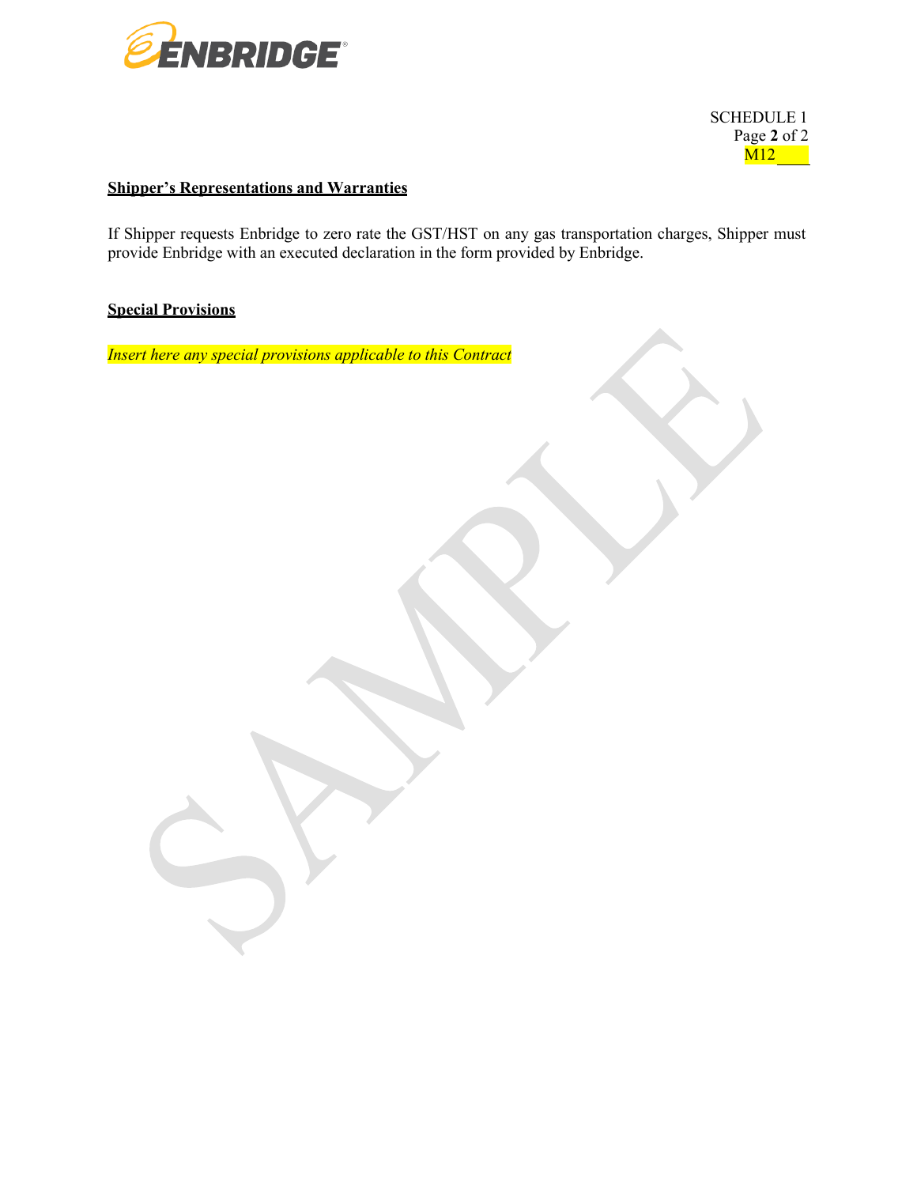SCHEDULE 1
Page **2** of 2
M12____

**Shipper's Representations and Warranties**

If Shipper requests Enbridge to zero rate the GST/HST on any gas transportation charges, Shipper must provide Enbridge with an executed declaration in the form provided by Enbridge.

**Special Provisions**

*Insert here any special provisions applicable to this Contract*